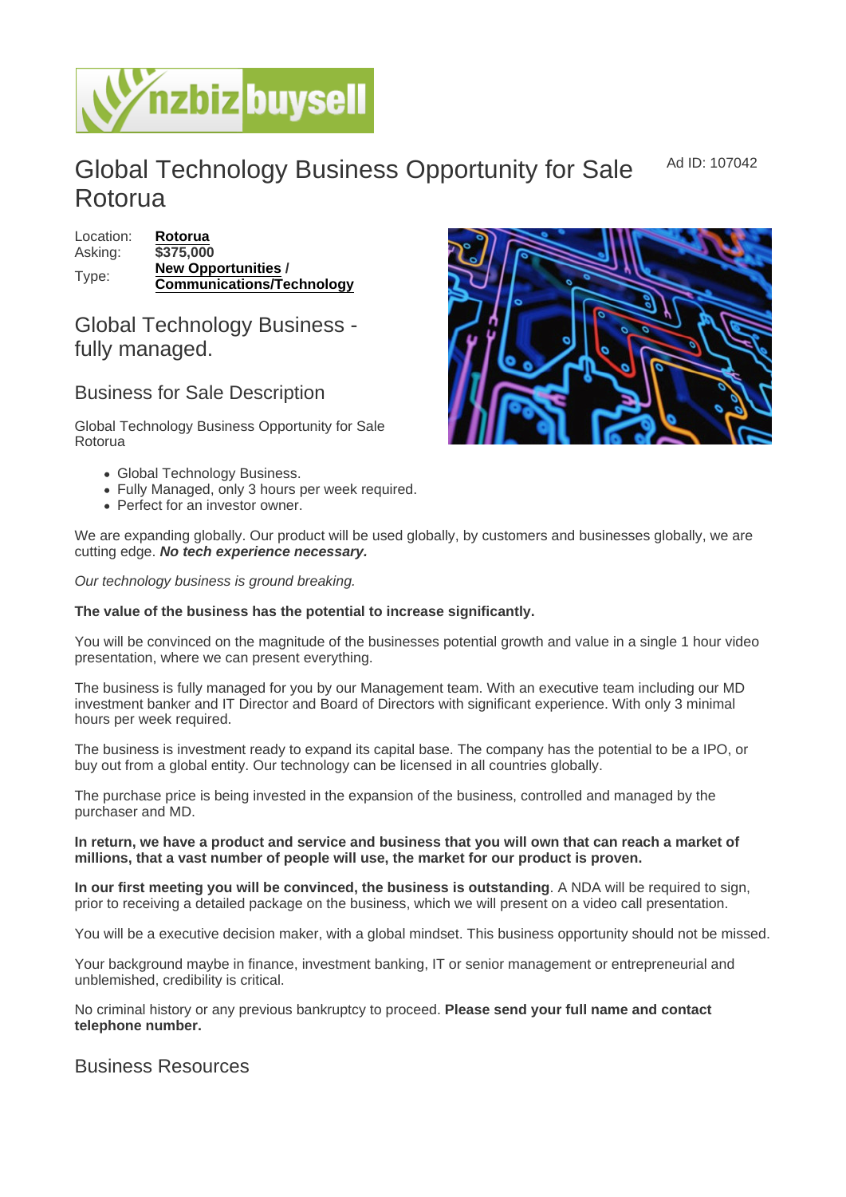# Global Technology Business Opportunity for Sale Rotorua

Ad ID: 107042

| | |
|---|---|
| Location: | **Rotorua** |
| Asking: | **$375,000** |
| Type: | **New Opportunities / Communications/Technology** |

## Global Technology Business - fully managed.

### Business for Sale Description

Global Technology Business Opportunity for Sale Rotorua

- Global Technology Business.
- Fully Managed, only 3 hours per week required.
- Perfect for an investor owner.

We are expanding globally. Our product will be used globally, by customers and businesses globally, we are cutting edge. ***No tech experience necessary.***

*Our technology business is ground breaking.*

**The value of the business has the potential to increase significantly.**

You will be convinced on the magnitude of the businesses potential growth and value in a single 1 hour video presentation, where we can present everything.

The business is fully managed for you by our Management team. With an executive team including our MD investment banker and IT Director and Board of Directors with significant experience. With only 3 minimal hours per week required.

The business is investment ready to expand its capital base. The company has the potential to be a IPO, or buy out from a global entity. Our technology can be licensed in all countries globally.

The purchase price is being invested in the expansion of the business, controlled and managed by the purchaser and MD.

**In return, we have a product and service and business that you will own that can reach a market of millions, that a vast number of people will use, the market for our product is proven.**

**In our first meeting you will be convinced, the business is outstanding**. A NDA will be required to sign, prior to receiving a detailed package on the business, which we will present on a video call presentation.

You will be a executive decision maker, with a global mindset. This business opportunity should not be missed.

Your background maybe in finance, investment banking, IT or senior management or entrepreneurial and unblemished, credibility is critical.

No criminal history or any previous bankruptcy to proceed. **Please send your full name and contact telephone number.**

### Business Resources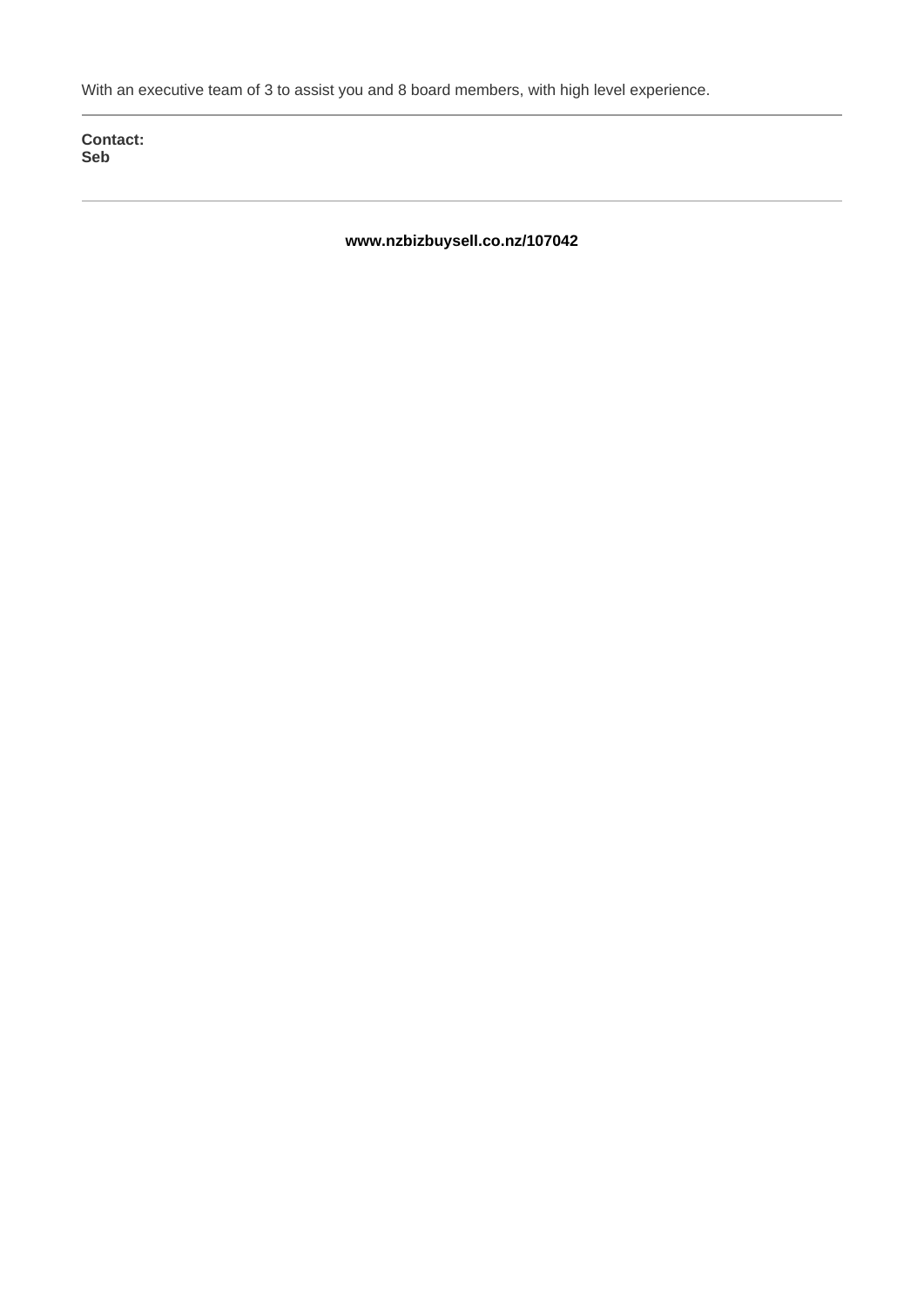With an executive team of 3 to assist you and 8 board members, with high level experience.

---

**Contact:**
**Seb**

---

**www.nzbizbuysell.co.nz/107042**